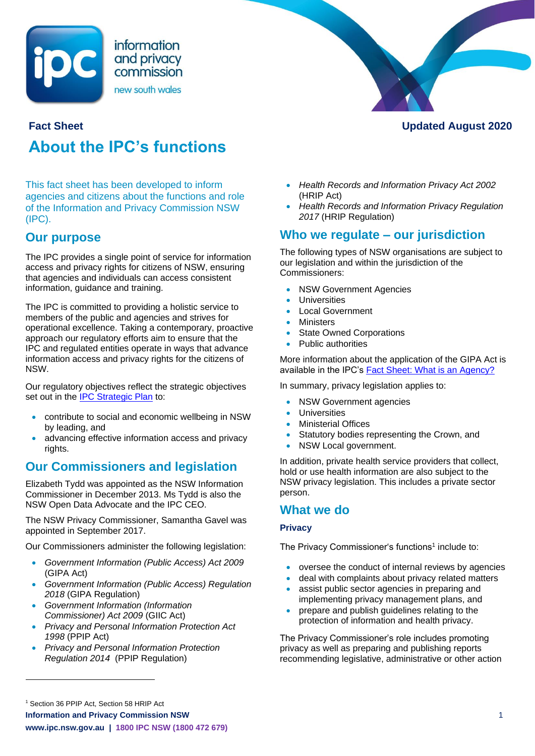Fact Sheet

Updated August 2020

# About the IPC's functions

This fact sheet has been developed to inform agencies and citizens about the functions and role of the Information and Privacy Commission NSW (IPC).

## Our purpose

The IPC provides a single point of service for information access and privacy rights for citizens of NSW, ensuring that agencies and individuals can access consistent information, guidance and training.

The IPC is committed to providing a holistic service to members of the public and agencies and strives for operational excellence. Taking a contemporary, proactive approach our regulatory efforts aim to ensure that the IPC and regulated entities operate in ways that advance information access and privacy rights for the citizens of NSW.

Our regulatory objectives reflect the strategic objectives set out in the [IPC Strategic Plan] to:

- contribute to social and economic wellbeing in NSW by leading, and
- advancing effective information access and privacy rights.

## Our Commissioners and legislation

Elizabeth Tydd was appointed as the NSW Information Commissioner in December 2013. Ms Tydd is also the NSW Open Data Advocate and the IPC CEO.

The NSW Privacy Commissioner, Samantha Gavel was appointed in September 2017.

Our Commissioners administer the following legislation:

- *Government Information (Public Access) Act 2009* (GIPA Act)
- *Government Information (Public Access) Regulation 2018* (GIPA Regulation)
- *Government Information (Information Commissioner) Act 2009* (GIIC Act)
- *Privacy and Personal Information Protection Act 1998* (PPIP Act)
- *Privacy and Personal Information Protection Regulation 2014* (PPIP Regulation)
- *Health Records and Information Privacy Act 2002* (HRIP Act)
- *Health Records and Information Privacy Regulation 2017* (HRIP Regulation)

## Who we regulate – our jurisdiction

The following types of NSW organisations are subject to our legislation and within the jurisdiction of the Commissioners:

- NSW Government Agencies
- Universities
- Local Government
- Ministers
- State Owned Corporations
- Public authorities

More information about the application of the GIPA Act is available in the IPC's [Fact Sheet: What is an Agency?]

In summary, privacy legislation applies to:

- NSW Government agencies
- Universities
- Ministerial Offices
- Statutory bodies representing the Crown, and
- NSW Local government.

In addition, private health service providers that collect, hold or use health information are also subject to the NSW privacy legislation. This includes a private sector person.

## What we do

### Privacy

The Privacy Commissioner's functions[1] include to:

- oversee the conduct of internal reviews by agencies
- deal with complaints about privacy related matters
- assist public sector agencies in preparing and implementing privacy management plans, and
- prepare and publish guidelines relating to the protection of information and health privacy.

The Privacy Commissioner's role includes promoting privacy as well as preparing and publishing reports recommending legislative, administrative or other action

[1] Section 36 PPIP Act, Section 58 HRIP Act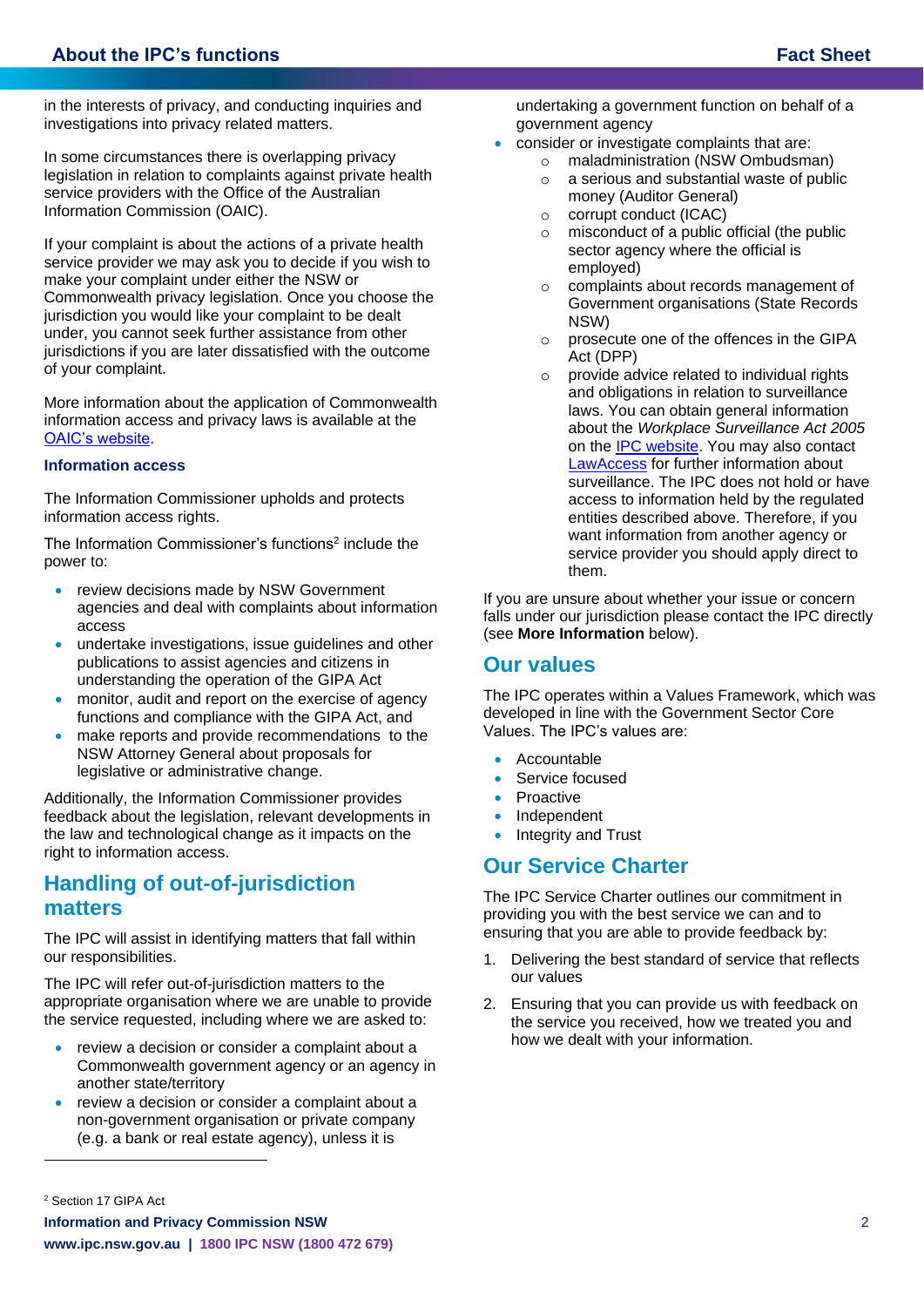in the interests of privacy, and conducting inquiries and investigations into privacy related matters.

In some circumstances there is overlapping privacy legislation in relation to complaints against private health service providers with the Office of the Australian Information Commission (OAIC).

If your complaint is about the actions of a private health service provider we may ask you to decide if you wish to make your complaint under either the NSW or Commonwealth privacy legislation. Once you choose the jurisdiction you would like your complaint to be dealt under, you cannot seek further assistance from other jurisdictions if you are later dissatisfied with the outcome of your complaint.

More information about the application of Commonwealth information access and privacy laws is available at the [OAIC's website](https://www.oaic.gov.au).

### Information access

The Information Commissioner upholds and protects information access rights.

The Information Commissioner's functions[2] include the power to:

- review decisions made by NSW Government agencies and deal with complaints about information access
- undertake investigations, issue guidelines and other publications to assist agencies and citizens in understanding the operation of the GIPA Act
- monitor, audit and report on the exercise of agency functions and compliance with the GIPA Act, and
- make reports and provide recommendations to the NSW Attorney General about proposals for legislative or administrative change.

Additionally, the Information Commissioner provides feedback about the legislation, relevant developments in the law and technological change as it impacts on the right to information access.

## Handling of out-of-jurisdiction matters

The IPC will assist in identifying matters that fall within our responsibilities.

The IPC will refer out-of-jurisdiction matters to the appropriate organisation where we are unable to provide the service requested, including where we are asked to:

- review a decision or consider a complaint about a Commonwealth government agency or an agency in another state/territory
- review a decision or consider a complaint about a non-government organisation or private company (e.g. a bank or real estate agency), unless it is undertaking a government function on behalf of a government agency
- consider or investigate complaints that are:
  - maladministration (NSW Ombudsman)
  - a serious and substantial waste of public money (Auditor General)
  - corrupt conduct (ICAC)
  - misconduct of a public official (the public sector agency where the official is employed)
  - complaints about records management of Government organisations (State Records NSW)
  - prosecute one of the offences in the GIPA Act (DPP)
  - provide advice related to individual rights and obligations in relation to surveillance laws. You can obtain general information about the *Workplace Surveillance Act 2005* on the [IPC website](https://www.ipc.nsw.gov.au). You may also contact [LawAccess](https://www.lawaccess.nsw.gov.au) for further information about surveillance. The IPC does not hold or have access to information held by the regulated entities described above. Therefore, if you want information from another agency or service provider you should apply direct to them.

If you are unsure about whether your issue or concern falls under our jurisdiction please contact the IPC directly (see **More Information** below).

## Our values

The IPC operates within a Values Framework, which was developed in line with the Government Sector Core Values. The IPC's values are:

- Accountable
- Service focused
- Proactive
- Independent
- Integrity and Trust

## Our Service Charter

The IPC Service Charter outlines our commitment in providing you with the best service we can and to ensuring that you are able to provide feedback by:

1. Delivering the best standard of service that reflects our values
2. Ensuring that you can provide us with feedback on the service you received, how we treated you and how we dealt with your information.

---

[2] Section 17 GIPA Act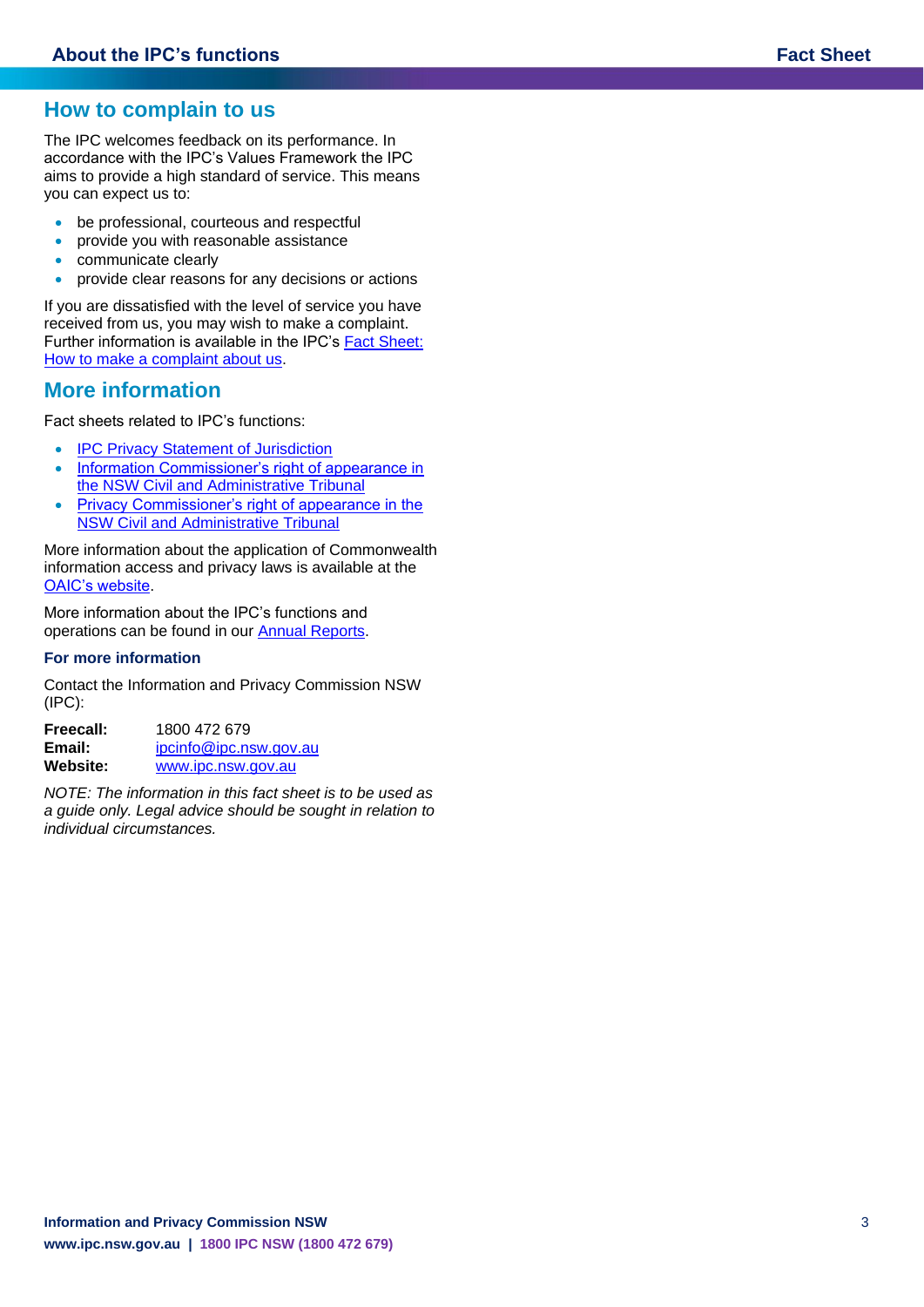## How to complain to us

The IPC welcomes feedback on its performance. In accordance with the IPC's Values Framework the IPC aims to provide a high standard of service. This means you can expect us to:

- be professional, courteous and respectful
- provide you with reasonable assistance
- communicate clearly
- provide clear reasons for any decisions or actions

If you are dissatisfied with the level of service you have received from us, you may wish to make a complaint. Further information is available in the IPC's Fact Sheet: How to make a complaint about us.

## More information

Fact sheets related to IPC's functions:

- IPC Privacy Statement of Jurisdiction
- Information Commissioner's right of appearance in the NSW Civil and Administrative Tribunal
- Privacy Commissioner's right of appearance in the NSW Civil and Administrative Tribunal

More information about the application of Commonwealth information access and privacy laws is available at the OAIC's website.

More information about the IPC's functions and operations can be found in our Annual Reports.

### For more information

Contact the Information and Privacy Commission NSW (IPC):

**Freecall:** 1800 472 679
**Email:** ipcinfo@ipc.nsw.gov.au
**Website:** www.ipc.nsw.gov.au

*NOTE: The information in this fact sheet is to be used as a guide only. Legal advice should be sought in relation to individual circumstances.*